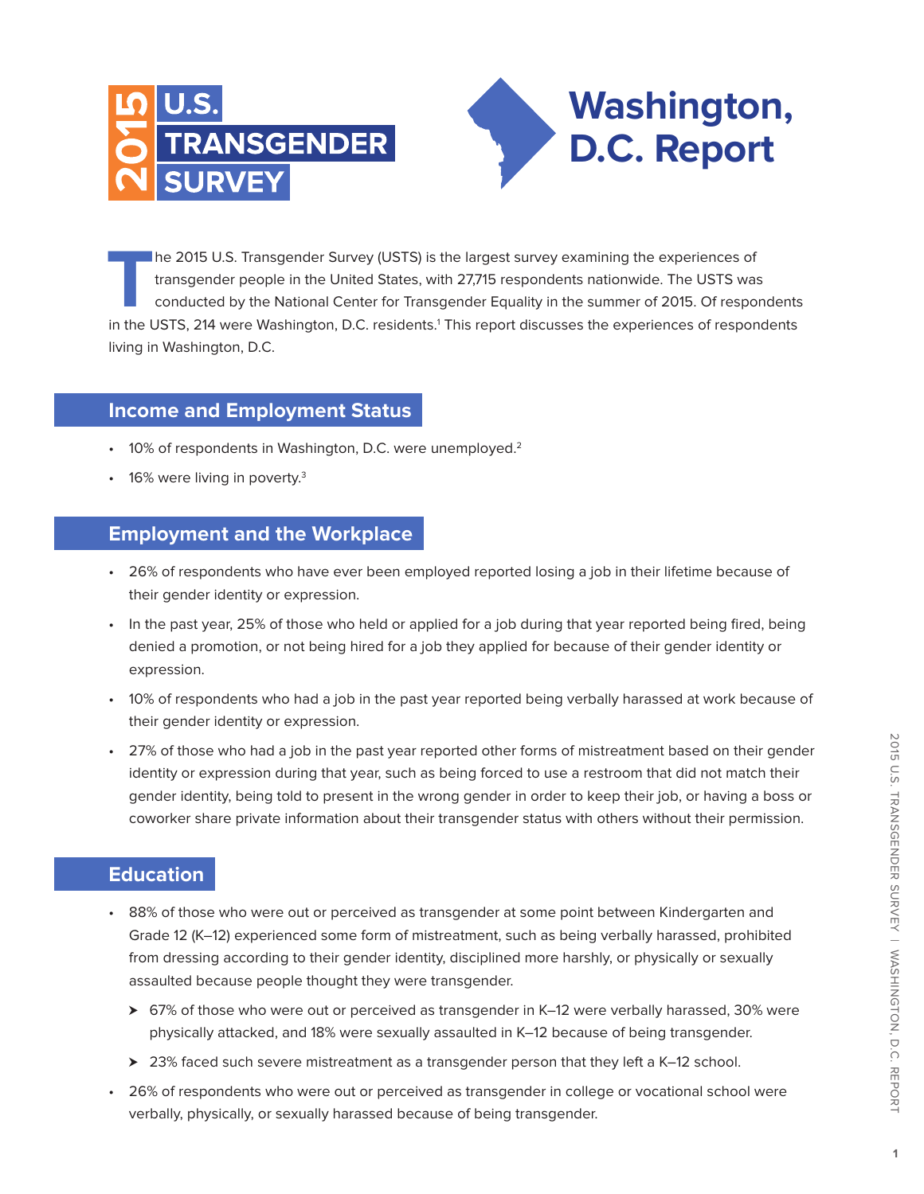# 2015 U.S. Transgender Survey

# Washington, D.C. Report

The 2015 U.S. Transgender Survey (USTS) is the largest survey examining the experiences of transgender people in the United States, with 27,715 respondents nationwide. The USTS was conducted by the National Center for Transgender Equality in the summer of 2015. Of respondents in the USTS, 214 were Washington, D.C. residents.[1] This report discusses the experiences of respondents living in Washington, D.C.

## Income and Employment Status

- 10% of respondents in Washington, D.C. were unemployed.[2]
- 16% were living in poverty.[3]

## Employment and the Workplace

- 26% of respondents who have ever been employed reported losing a job in their lifetime because of their gender identity or expression.
- In the past year, 25% of those who held or applied for a job during that year reported being fired, being denied a promotion, or not being hired for a job they applied for because of their gender identity or expression.
- 10% of respondents who had a job in the past year reported being verbally harassed at work because of their gender identity or expression.
- 27% of those who had a job in the past year reported other forms of mistreatment based on their gender identity or expression during that year, such as being forced to use a restroom that did not match their gender identity, being told to present in the wrong gender in order to keep their job, or having a boss or coworker share private information about their transgender status with others without their permission.

## Education

- 88% of those who were out or perceived as transgender at some point between Kindergarten and Grade 12 (K–12) experienced some form of mistreatment, such as being verbally harassed, prohibited from dressing according to their gender identity, disciplined more harshly, or physically or sexually assaulted because people thought they were transgender.
  - 67% of those who were out or perceived as transgender in K–12 were verbally harassed, 30% were physically attacked, and 18% were sexually assaulted in K–12 because of being transgender.
  - 23% faced such severe mistreatment as a transgender person that they left a K–12 school.
- 26% of respondents who were out or perceived as transgender in college or vocational school were verbally, physically, or sexually harassed because of being transgender.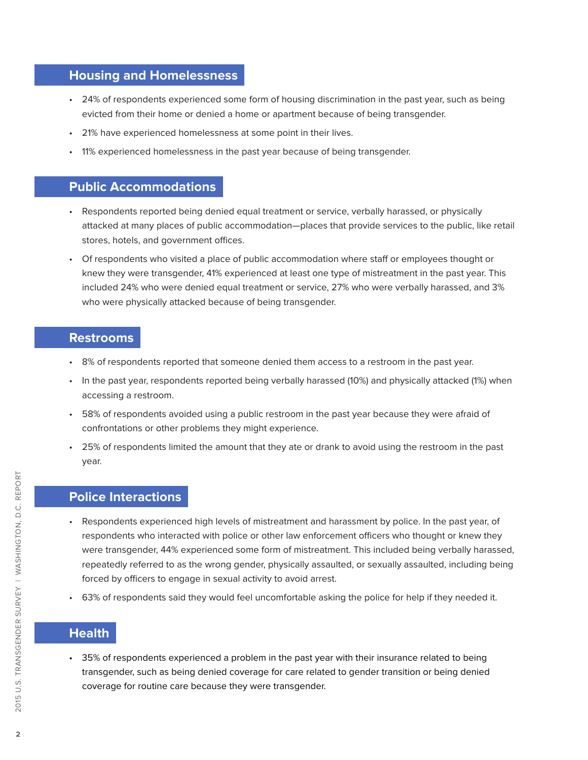## Housing and Homelessness

- 24% of respondents experienced some form of housing discrimination in the past year, such as being evicted from their home or denied a home or apartment because of being transgender.
- 21% have experienced homelessness at some point in their lives.
- 11% experienced homelessness in the past year because of being transgender.

## Public Accommodations

- Respondents reported being denied equal treatment or service, verbally harassed, or physically attacked at many places of public accommodation—places that provide services to the public, like retail stores, hotels, and government offices.
- Of respondents who visited a place of public accommodation where staff or employees thought or knew they were transgender, 41% experienced at least one type of mistreatment in the past year. This included 24% who were denied equal treatment or service, 27% who were verbally harassed, and 3% who were physically attacked because of being transgender.

## Restrooms

- 8% of respondents reported that someone denied them access to a restroom in the past year.
- In the past year, respondents reported being verbally harassed (10%) and physically attacked (1%) when accessing a restroom.
- 58% of respondents avoided using a public restroom in the past year because they were afraid of confrontations or other problems they might experience.
- 25% of respondents limited the amount that they ate or drank to avoid using the restroom in the past year.

## Police Interactions

- Respondents experienced high levels of mistreatment and harassment by police. In the past year, of respondents who interacted with police or other law enforcement officers who thought or knew they were transgender, 44% experienced some form of mistreatment. This included being verbally harassed, repeatedly referred to as the wrong gender, physically assaulted, or sexually assaulted, including being forced by officers to engage in sexual activity to avoid arrest.
- 63% of respondents said they would feel uncomfortable asking the police for help if they needed it.

## Health

- 35% of respondents experienced a problem in the past year with their insurance related to being transgender, such as being denied coverage for care related to gender transition or being denied coverage for routine care because they were transgender.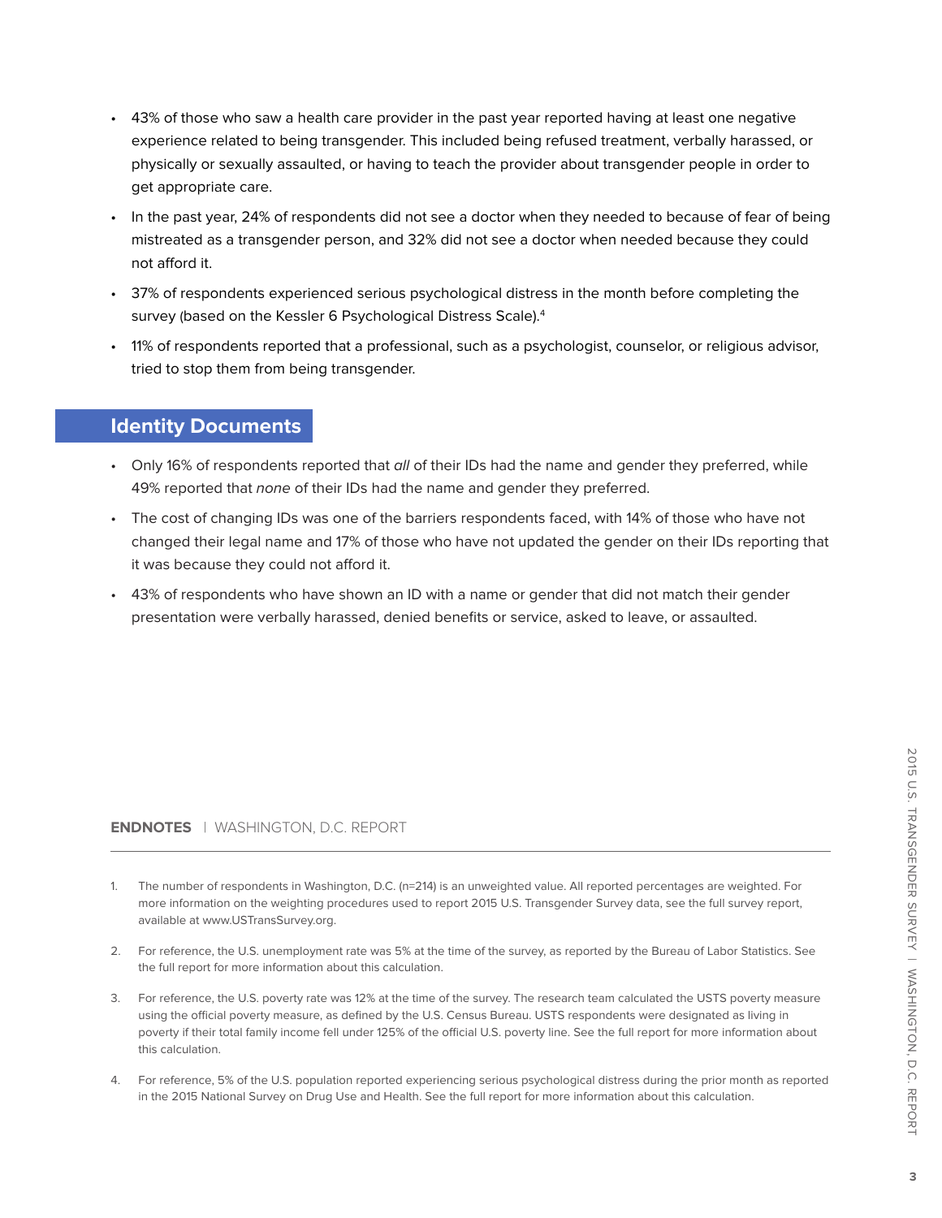- 43% of those who saw a health care provider in the past year reported having at least one negative experience related to being transgender. This included being refused treatment, verbally harassed, or physically or sexually assaulted, or having to teach the provider about transgender people in order to get appropriate care.
- In the past year, 24% of respondents did not see a doctor when they needed to because of fear of being mistreated as a transgender person, and 32% did not see a doctor when needed because they could not afford it.
- 37% of respondents experienced serious psychological distress in the month before completing the survey (based on the Kessler 6 Psychological Distress Scale).[4]
- 11% of respondents reported that a professional, such as a psychologist, counselor, or religious advisor, tried to stop them from being transgender.

## Identity Documents

- Only 16% of respondents reported that *all* of their IDs had the name and gender they preferred, while 49% reported that *none* of their IDs had the name and gender they preferred.
- The cost of changing IDs was one of the barriers respondents faced, with 14% of those who have not changed their legal name and 17% of those who have not updated the gender on their IDs reporting that it was because they could not afford it.
- 43% of respondents who have shown an ID with a name or gender that did not match their gender presentation were verbally harassed, denied benefits or service, asked to leave, or assaulted.

**ENDNOTES** | WASHINGTON, D.C. REPORT

1. The number of respondents in Washington, D.C. (n=214) is an unweighted value. All reported percentages are weighted. For more information on the weighting procedures used to report 2015 U.S. Transgender Survey data, see the full survey report, available at www.USTransSurvey.org.
2. For reference, the U.S. unemployment rate was 5% at the time of the survey, as reported by the Bureau of Labor Statistics. See the full report for more information about this calculation.
3. For reference, the U.S. poverty rate was 12% at the time of the survey. The research team calculated the USTS poverty measure using the official poverty measure, as defined by the U.S. Census Bureau. USTS respondents were designated as living in poverty if their total family income fell under 125% of the official U.S. poverty line. See the full report for more information about this calculation.
4. For reference, 5% of the U.S. population reported experiencing serious psychological distress during the prior month as reported in the 2015 National Survey on Drug Use and Health. See the full report for more information about this calculation.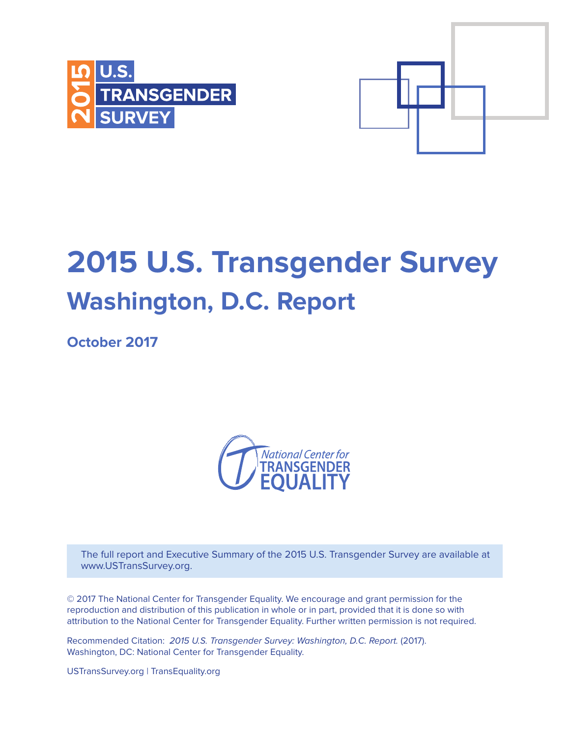2015 U.S. TRANSGENDER SURVEY

# 2015 U.S. Transgender Survey

## Washington, D.C. Report

**October 2017**

National Center for TRANSGENDER EQUALITY

The full report and Executive Summary of the 2015 U.S. Transgender Survey are available at www.USTransSurvey.org.

© 2017 The National Center for Transgender Equality. We encourage and grant permission for the reproduction and distribution of this publication in whole or in part, provided that it is done so with attribution to the National Center for Transgender Equality. Further written permission is not required.

Recommended Citation: *2015 U.S. Transgender Survey: Washington, D.C. Report.* (2017). Washington, DC: National Center for Transgender Equality.

USTransSurvey.org | TransEquality.org